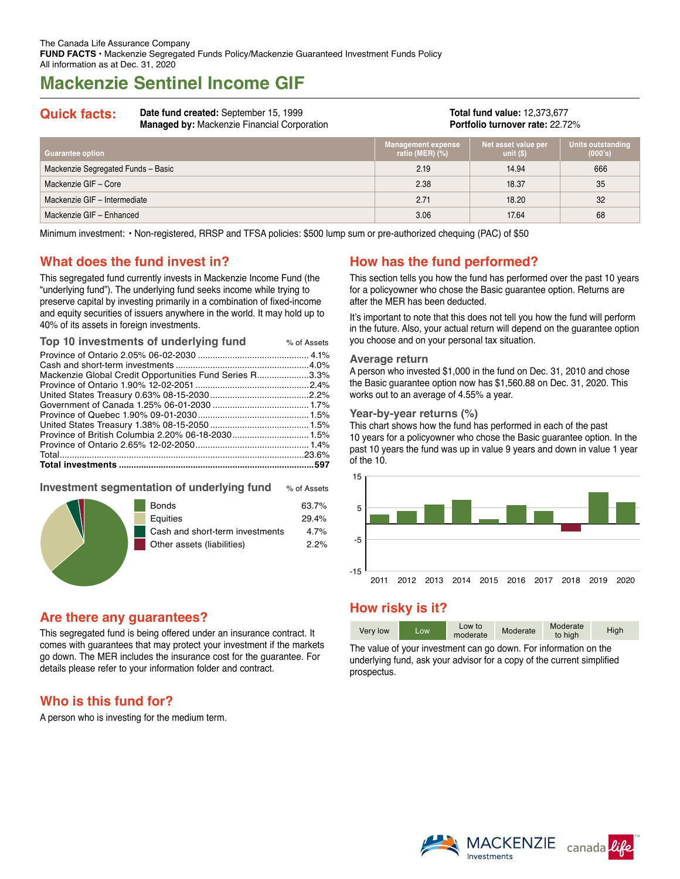The Canada Life Assurance Company
**FUND FACTS** • Mackenzie Segregated Funds Policy/Mackenzie Guaranteed Investment Funds Policy
All information as at Dec. 31, 2020

# Mackenzie Sentinel Income GIF

## Quick facts:

**Date fund created:** September 15, 1999
**Managed by:** Mackenzie Financial Corporation

**Total fund value:** 12,373,677
**Portfolio turnover rate:** 22.72%

| Guarantee option | Management expense ratio (MER) (%) | Net asset value per unit ($) | Units outstanding (000's) |
|---|---|---|---|
| Mackenzie Segregated Funds – Basic | 2.19 | 14.94 | 666 |
| Mackenzie GIF – Core | 2.38 | 18.37 | 35 |
| Mackenzie GIF – Intermediate | 2.71 | 18.20 | 32 |
| Mackenzie GIF – Enhanced | 3.06 | 17.64 | 68 |

Minimum investment: • Non-registered, RRSP and TFSA policies: $500 lump sum or pre-authorized chequing (PAC) of $50

## What does the fund invest in?

This segregated fund currently invests in Mackenzie Income Fund (the "underlying fund"). The underlying fund seeks income while trying to preserve capital by investing primarily in a combination of fixed-income and equity securities of issuers anywhere in the world. It may hold up to 40% of its assets in foreign investments.

### Top 10 investments of underlying fund

| | % of Assets |
|---|---|
| Province of Ontario 2.05% 06-02-2030 | 4.1% |
| Cash and short-term investments | 4.0% |
| Mackenzie Global Credit Opportunities Fund Series R | 3.3% |
| Province of Ontario 1.90% 12-02-2051 | 2.4% |
| United States Treasury 0.63% 08-15-2030 | 2.2% |
| Government of Canada 1.25% 06-01-2030 | 1.7% |
| Province of Quebec 1.90% 09-01-2030 | 1.5% |
| United States Treasury 1.38% 08-15-2050 | 1.5% |
| Province of British Columbia 2.20% 06-18-2030 | 1.5% |
| Province of Ontario 2.65% 12-02-2050 | 1.4% |
| Total | 23.6% |
| **Total investments** | **597** |

### Investment segmentation of underlying fund

| | % of Assets |
|---|---|
| Bonds | 63.7% |
| Equities | 29.4% |
| Cash and short-term investments | 4.7% |
| Other assets (liabilities) | 2.2% |

## Are there any guarantees?

This segregated fund is being offered under an insurance contract. It comes with guarantees that may protect your investment if the markets go down. The MER includes the insurance cost for the guarantee. For details please refer to your information folder and contract.

## Who is this fund for?

A person who is investing for the medium term.

## How has the fund performed?

This section tells you how the fund has performed over the past 10 years for a policyowner who chose the Basic guarantee option. Returns are after the MER has been deducted.

It's important to note that this does not tell you how the fund will perform in the future. Also, your actual return will depend on the guarantee option you choose and on your personal tax situation.

### Average return

A person who invested $1,000 in the fund on Dec. 31, 2010 and chose the Basic guarantee option now has $1,560.88 on Dec. 31, 2020. This works out to an average of 4.55% a year.

### Year-by-year returns (%)

This chart shows how the fund has performed in each of the past 10 years for a policyowner who chose the Basic guarantee option. In the past 10 years the fund was up in value 9 years and down in value 1 year of the 10.

## How risky is it?

| Very low | **Low** | Low to moderate | Moderate | Moderate to high | High |
|---|---|---|---|---|---|

The value of your investment can go down. For information on the underlying fund, ask your advisor for a copy of the current simplified prospectus.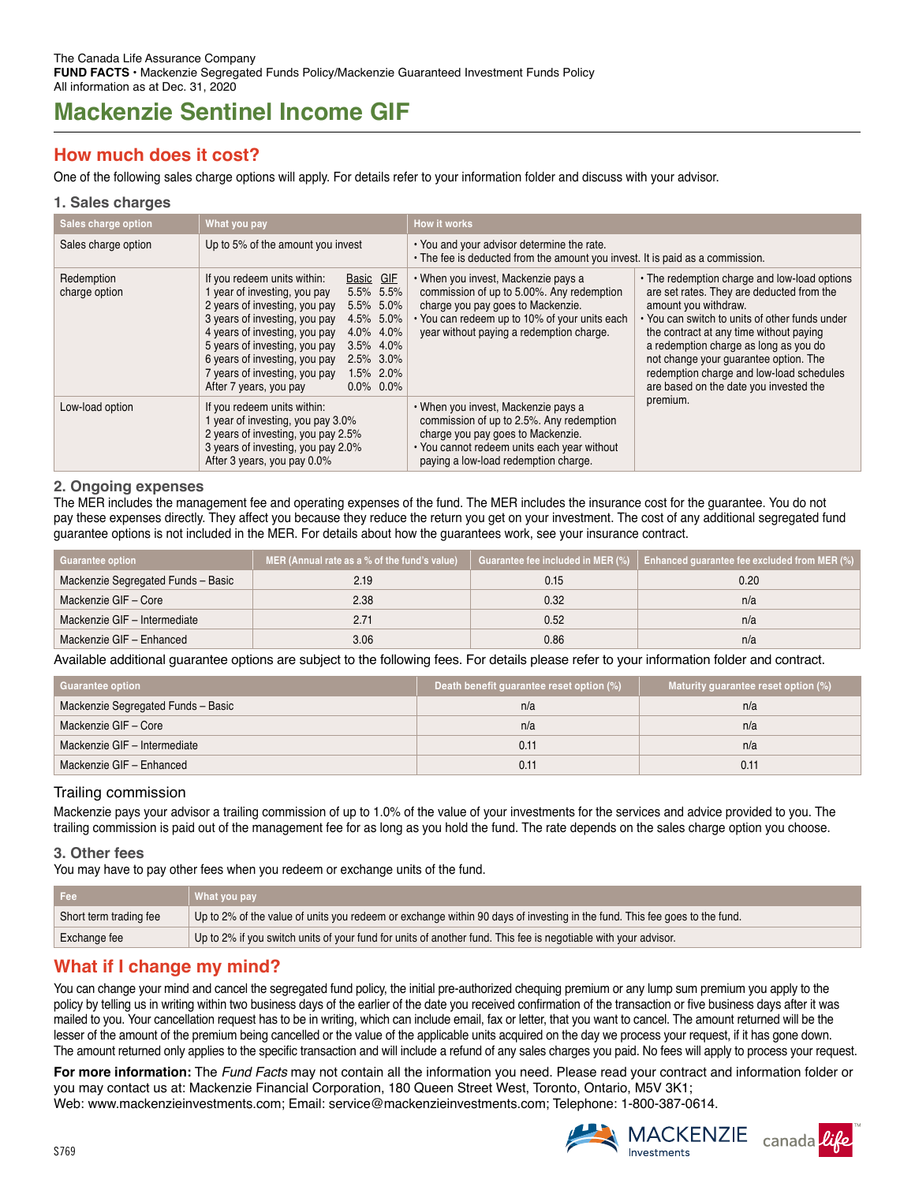The Canada Life Assurance Company
**FUND FACTS** • Mackenzie Segregated Funds Policy/Mackenzie Guaranteed Investment Funds Policy
All information as at Dec. 31, 2020

# Mackenzie Sentinel Income GIF

## How much does it cost?

One of the following sales charge options will apply. For details refer to your information folder and discuss with your advisor.

### 1. Sales charges

| Sales charge option | What you pay | How it works | |
|---|---|---|---|
| Sales charge option | Up to 5% of the amount you invest | • You and your advisor determine the rate.<br>• The fee is deducted from the amount you invest. It is paid as a commission. | |
| Redemption charge option | If you redeem units within: Basic / GIF<br>1 year of investing, you pay 5.5% 5.5%<br>2 years of investing, you pay 5.5% 5.0%<br>3 years of investing, you pay 4.5% 5.0%<br>4 years of investing, you pay 4.0% 4.0%<br>5 years of investing, you pay 3.5% 4.0%<br>6 years of investing, you pay 2.5% 3.0%<br>7 years of investing, you pay 1.5% 2.0%<br>After 7 years, you pay 0.0% 0.0% | • When you invest, Mackenzie pays a commission of up to 5.00%. Any redemption charge you pay goes to Mackenzie.<br>• You can redeem up to 10% of your units each year without paying a redemption charge. | • The redemption charge and low-load options are set rates. They are deducted from the amount you withdraw.<br>• You can switch to units of other funds under the contract at any time without paying a redemption charge as long as you do not change your guarantee option. The redemption charge and low-load schedules are based on the date you invested the premium. |
| Low-load option | If you redeem units within:<br>1 year of investing, you pay 3.0%<br>2 years of investing, you pay 2.5%<br>3 years of investing, you pay 2.0%<br>After 3 years, you pay 0.0% | • When you invest, Mackenzie pays a commission of up to 2.5%. Any redemption charge you pay goes to Mackenzie.<br>• You cannot redeem units each year without paying a low-load redemption charge. | |

### 2. Ongoing expenses

The MER includes the management fee and operating expenses of the fund. The MER includes the insurance cost for the guarantee. You do not pay these expenses directly. They affect you because they reduce the return you get on your investment. The cost of any additional segregated fund guarantee options is not included in the MER. For details about how the guarantees work, see your insurance contract.

| Guarantee option | MER (Annual rate as a % of the fund's value) | Guarantee fee included in MER (%) | Enhanced guarantee fee excluded from MER (%) |
|---|---|---|---|
| Mackenzie Segregated Funds – Basic | 2.19 | 0.15 | 0.20 |
| Mackenzie GIF – Core | 2.38 | 0.32 | n/a |
| Mackenzie GIF – Intermediate | 2.71 | 0.52 | n/a |
| Mackenzie GIF – Enhanced | 3.06 | 0.86 | n/a |

Available additional guarantee options are subject to the following fees. For details please refer to your information folder and contract.

| Guarantee option | Death benefit guarantee reset option (%) | Maturity guarantee reset option (%) |
|---|---|---|
| Mackenzie Segregated Funds – Basic | n/a | n/a |
| Mackenzie GIF – Core | n/a | n/a |
| Mackenzie GIF – Intermediate | 0.11 | n/a |
| Mackenzie GIF – Enhanced | 0.11 | 0.11 |

#### Trailing commission

Mackenzie pays your advisor a trailing commission of up to 1.0% of the value of your investments for the services and advice provided to you. The trailing commission is paid out of the management fee for as long as you hold the fund. The rate depends on the sales charge option you choose.

### 3. Other fees

You may have to pay other fees when you redeem or exchange units of the fund.

| Fee | What you pay |
|---|---|
| Short term trading fee | Up to 2% of the value of units you redeem or exchange within 90 days of investing in the fund. This fee goes to the fund. |
| Exchange fee | Up to 2% if you switch units of your fund for units of another fund. This fee is negotiable with your advisor. |

## What if I change my mind?

You can change your mind and cancel the segregated fund policy, the initial pre-authorized chequing premium or any lump sum premium you apply to the policy by telling us in writing within two business days of the earlier of the date you received confirmation of the transaction or five business days after it was mailed to you. Your cancellation request has to be in writing, which can include email, fax or letter, that you want to cancel. The amount returned will be the lesser of the amount of the premium being cancelled or the value of the applicable units acquired on the day we process your request, if it has gone down. The amount returned only applies to the specific transaction and will include a refund of any sales charges you paid. No fees will apply to process your request.

**For more information:** The *Fund Facts* may not contain all the information you need. Please read your contract and information folder or you may contact us at: Mackenzie Financial Corporation, 180 Queen Street West, Toronto, Ontario, M5V 3K1;
Web: www.mackenzieinvestments.com; Email: service@mackenzieinvestments.com; Telephone: 1-800-387-0614.

S769